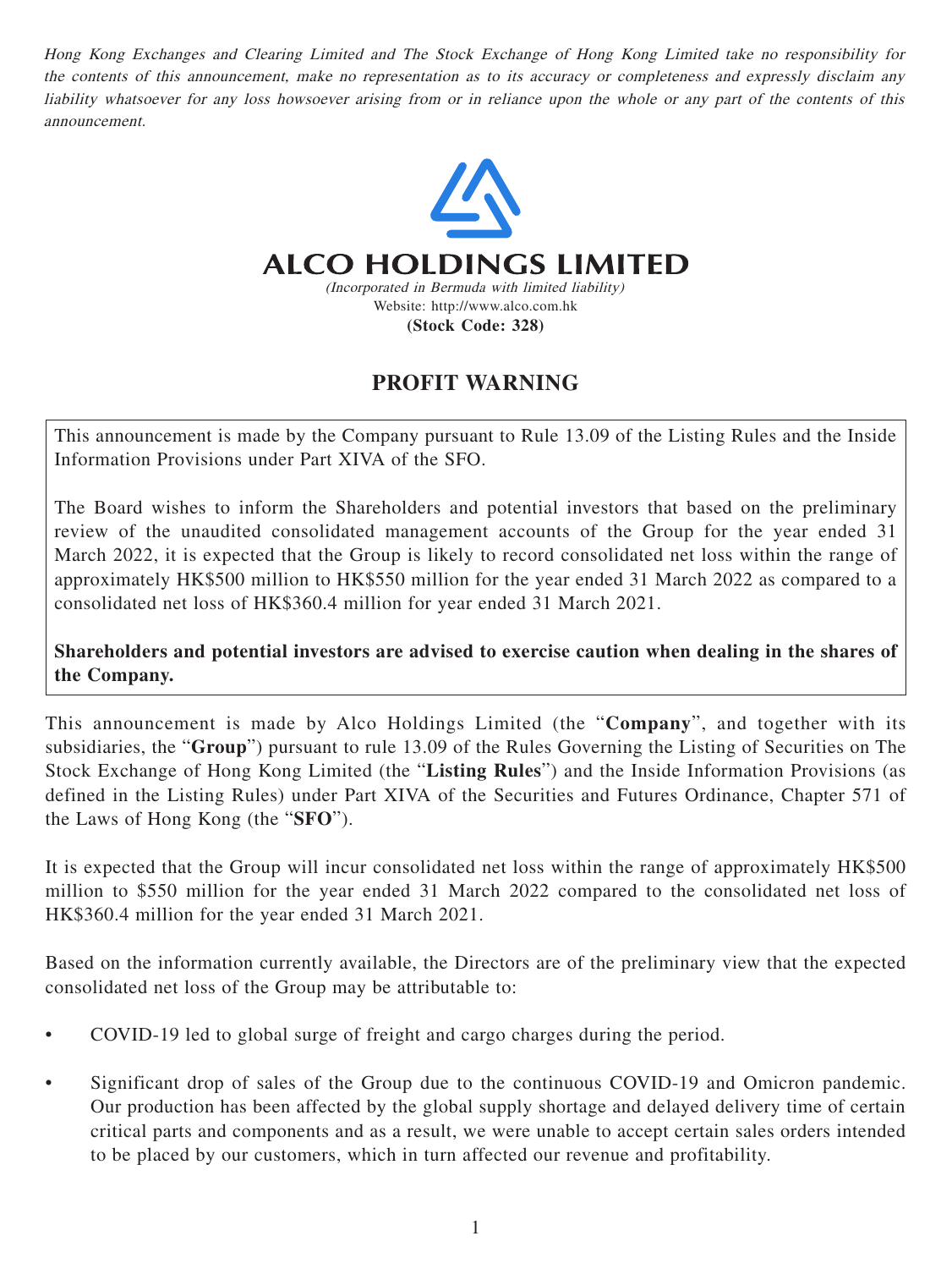*Hong Kong Exchanges and Clearing Limited and The Stock Exchange of Hong Kong Limited take no responsibility for the contents of this announcement, make no representation as to its accuracy or completeness and expressly disclaim any liability whatsoever for any loss howsoever arising from or in reliance upon the whole or any part of the contents of this announcement.*

# ALCO HOLDINGS LIMITED

*(Incorporated in Bermuda with limited liability)*

Website: http://www.alco.com.hk

**(Stock Code: 328)**

## PROFIT WARNING

This announcement is made by the Company pursuant to Rule 13.09 of the Listing Rules and the Inside Information Provisions under Part XIVA of the SFO.

The Board wishes to inform the Shareholders and potential investors that based on the preliminary review of the unaudited consolidated management accounts of the Group for the year ended 31 March 2022, it is expected that the Group is likely to record consolidated net loss within the range of approximately HK$500 million to HK$550 million for the year ended 31 March 2022 as compared to a consolidated net loss of HK$360.4 million for year ended 31 March 2021.

**Shareholders and potential investors are advised to exercise caution when dealing in the shares of the Company.**

This announcement is made by Alco Holdings Limited (the "**Company**", and together with its subsidiaries, the "**Group**") pursuant to rule 13.09 of the Rules Governing the Listing of Securities on The Stock Exchange of Hong Kong Limited (the "**Listing Rules**") and the Inside Information Provisions (as defined in the Listing Rules) under Part XIVA of the Securities and Futures Ordinance, Chapter 571 of the Laws of Hong Kong (the "**SFO**").

It is expected that the Group will incur consolidated net loss within the range of approximately HK$500 million to $550 million for the year ended 31 March 2022 compared to the consolidated net loss of HK$360.4 million for the year ended 31 March 2021.

Based on the information currently available, the Directors are of the preliminary view that the expected consolidated net loss of the Group may be attributable to:

- COVID-19 led to global surge of freight and cargo charges during the period.
- Significant drop of sales of the Group due to the continuous COVID-19 and Omicron pandemic. Our production has been affected by the global supply shortage and delayed delivery time of certain critical parts and components and as a result, we were unable to accept certain sales orders intended to be placed by our customers, which in turn affected our revenue and profitability.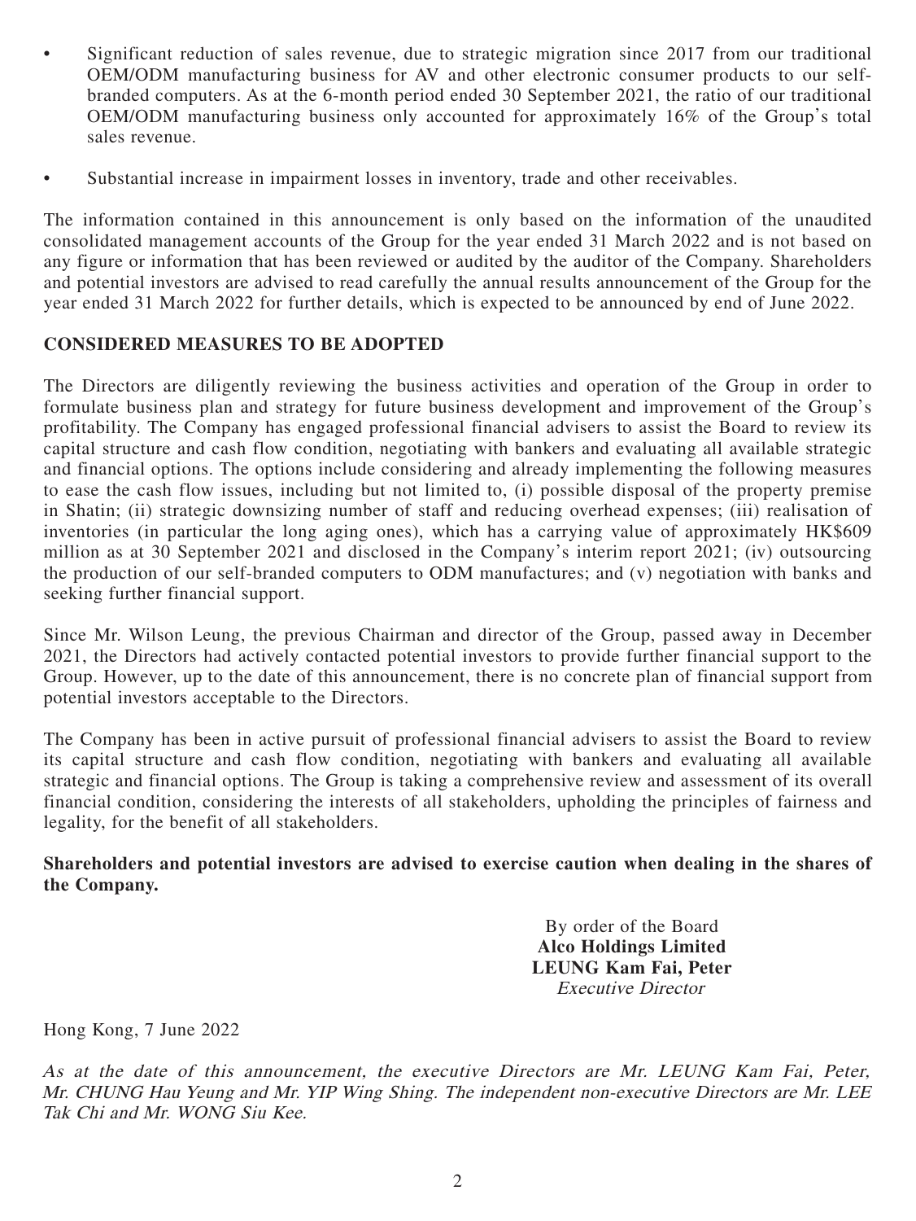- Significant reduction of sales revenue, due to strategic migration since 2017 from our traditional OEM/ODM manufacturing business for AV and other electronic consumer products to our self-branded computers. As at the 6-month period ended 30 September 2021, the ratio of our traditional OEM/ODM manufacturing business only accounted for approximately 16% of the Group's total sales revenue.
- Substantial increase in impairment losses in inventory, trade and other receivables.

The information contained in this announcement is only based on the information of the unaudited consolidated management accounts of the Group for the year ended 31 March 2022 and is not based on any figure or information that has been reviewed or audited by the auditor of the Company. Shareholders and potential investors are advised to read carefully the annual results announcement of the Group for the year ended 31 March 2022 for further details, which is expected to be announced by end of June 2022.

## CONSIDERED MEASURES TO BE ADOPTED

The Directors are diligently reviewing the business activities and operation of the Group in order to formulate business plan and strategy for future business development and improvement of the Group's profitability. The Company has engaged professional financial advisers to assist the Board to review its capital structure and cash flow condition, negotiating with bankers and evaluating all available strategic and financial options. The options include considering and already implementing the following measures to ease the cash flow issues, including but not limited to, (i) possible disposal of the property premise in Shatin; (ii) strategic downsizing number of staff and reducing overhead expenses; (iii) realisation of inventories (in particular the long aging ones), which has a carrying value of approximately HK$609 million as at 30 September 2021 and disclosed in the Company's interim report 2021; (iv) outsourcing the production of our self-branded computers to ODM manufactures; and (v) negotiation with banks and seeking further financial support.

Since Mr. Wilson Leung, the previous Chairman and director of the Group, passed away in December 2021, the Directors had actively contacted potential investors to provide further financial support to the Group. However, up to the date of this announcement, there is no concrete plan of financial support from potential investors acceptable to the Directors.

The Company has been in active pursuit of professional financial advisers to assist the Board to review its capital structure and cash flow condition, negotiating with bankers and evaluating all available strategic and financial options. The Group is taking a comprehensive review and assessment of its overall financial condition, considering the interests of all stakeholders, upholding the principles of fairness and legality, for the benefit of all stakeholders.

**Shareholders and potential investors are advised to exercise caution when dealing in the shares of the Company.**

By order of the Board
**Alco Holdings Limited**
**LEUNG Kam Fai, Peter**
*Executive Director*

Hong Kong, 7 June 2022

*As at the date of this announcement, the executive Directors are Mr. LEUNG Kam Fai, Peter, Mr. CHUNG Hau Yeung and Mr. YIP Wing Shing. The independent non-executive Directors are Mr. LEE Tak Chi and Mr. WONG Siu Kee.*